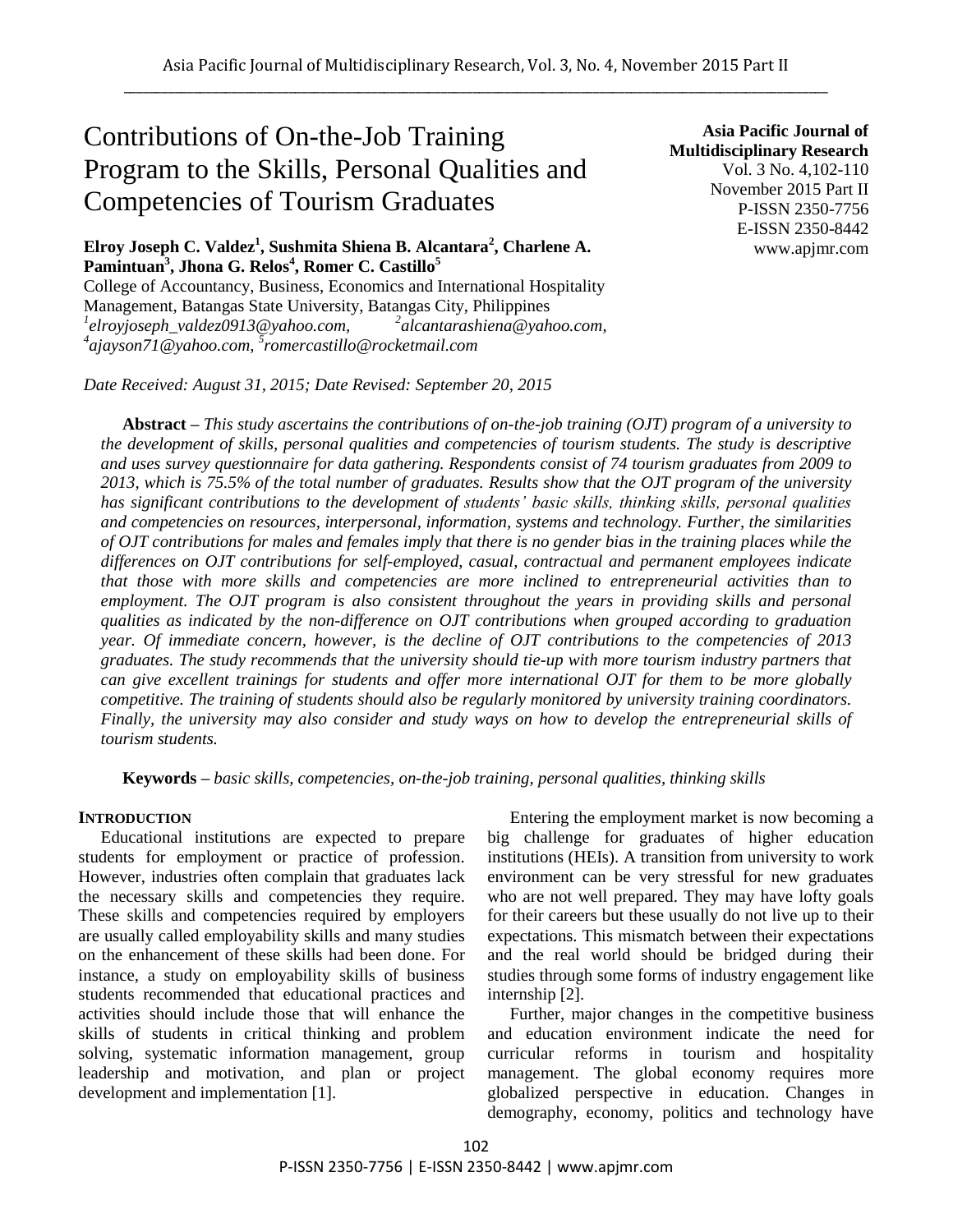# Contributions of On-the-Job Training Program to the Skills, Personal Qualities and Competencies of Tourism Graduates

**Asia Pacific Journal of Multidisciplinary Research**
Vol. 3 No. 4,102-110
November 2015 Part II
P-ISSN 2350-7756
E-ISSN 2350-8442
www.apjmr.com

**Elroy Joseph C. Valdez[1], Sushmita Shiena B. Alcantara[2], Charlene A. Pamintuan[3], Jhona G. Relos[4], Romer C. Castillo[5]**

College of Accountancy, Business, Economics and International Hospitality Management, Batangas State University, Batangas City, Philippines
[1]elroyjoseph_valdez0913@yahoo.com, [2]alcantarashiena@yahoo.com, [4]ajayson71@yahoo.com, [5]romercastillo@rocketmail.com

*Date Received: August 31, 2015; Date Revised: September 20, 2015*

**Abstract –** *This study ascertains the contributions of on-the-job training (OJT) program of a university to the development of skills, personal qualities and competencies of tourism students. The study is descriptive and uses survey questionnaire for data gathering. Respondents consist of 74 tourism graduates from 2009 to 2013, which is 75.5% of the total number of graduates. Results show that the OJT program of the university has significant contributions to the development of students' basic skills, thinking skills, personal qualities and competencies on resources, interpersonal, information, systems and technology. Further, the similarities of OJT contributions for males and females imply that there is no gender bias in the training places while the differences on OJT contributions for self-employed, casual, contractual and permanent employees indicate that those with more skills and competencies are more inclined to entrepreneurial activities than to employment. The OJT program is also consistent throughout the years in providing skills and personal qualities as indicated by the non-difference on OJT contributions when grouped according to graduation year. Of immediate concern, however, is the decline of OJT contributions to the competencies of 2013 graduates. The study recommends that the university should tie-up with more tourism industry partners that can give excellent trainings for students and offer more international OJT for them to be more globally competitive. The training of students should also be regularly monitored by university training coordinators. Finally, the university may also consider and study ways on how to develop the entrepreneurial skills of tourism students.*

**Keywords –** *basic skills, competencies, on-the-job training, personal qualities, thinking skills*

## INTRODUCTION

Educational institutions are expected to prepare students for employment or practice of profession. However, industries often complain that graduates lack the necessary skills and competencies they require. These skills and competencies required by employers are usually called employability skills and many studies on the enhancement of these skills had been done. For instance, a study on employability skills of business students recommended that educational practices and activities should include those that will enhance the skills of students in critical thinking and problem solving, systematic information management, group leadership and motivation, and plan or project development and implementation [1].

Entering the employment market is now becoming a big challenge for graduates of higher education institutions (HEIs). A transition from university to work environment can be very stressful for new graduates who are not well prepared. They may have lofty goals for their careers but these usually do not live up to their expectations. This mismatch between their expectations and the real world should be bridged during their studies through some forms of industry engagement like internship [2].

Further, major changes in the competitive business and education environment indicate the need for curricular reforms in tourism and hospitality management. The global economy requires more globalized perspective in education. Changes in demography, economy, politics and technology have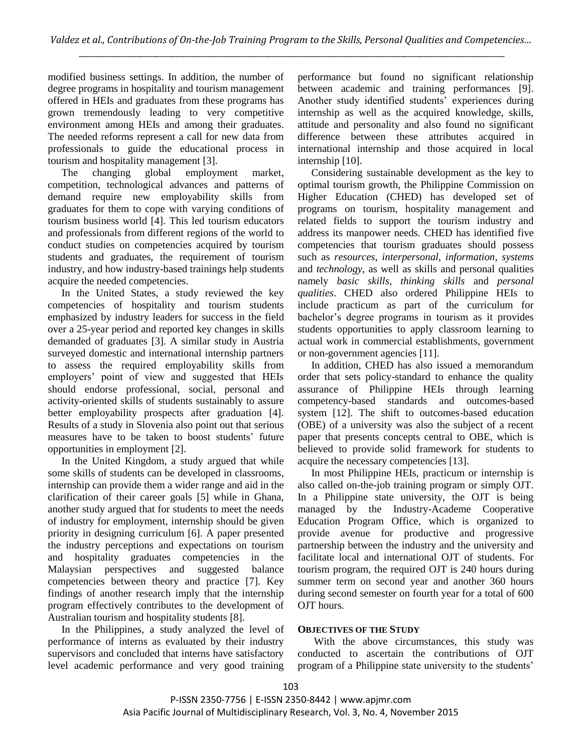modified business settings. In addition, the number of degree programs in hospitality and tourism management offered in HEIs and graduates from these programs has grown tremendously leading to very competitive environment among HEIs and among their graduates. The needed reforms represent a call for new data from professionals to guide the educational process in tourism and hospitality management [3].

The changing global employment market, competition, technological advances and patterns of demand require new employability skills from graduates for them to cope with varying conditions of tourism business world [4]. This led tourism educators and professionals from different regions of the world to conduct studies on competencies acquired by tourism students and graduates, the requirement of tourism industry, and how industry-based trainings help students acquire the needed competencies.

In the United States, a study reviewed the key competencies of hospitality and tourism students emphasized by industry leaders for success in the field over a 25-year period and reported key changes in skills demanded of graduates [3]. A similar study in Austria surveyed domestic and international internship partners to assess the required employability skills from employers' point of view and suggested that HEIs should endorse professional, social, personal and activity-oriented skills of students sustainably to assure better employability prospects after graduation [4]. Results of a study in Slovenia also point out that serious measures have to be taken to boost students' future opportunities in employment [2].

In the United Kingdom, a study argued that while some skills of students can be developed in classrooms, internship can provide them a wider range and aid in the clarification of their career goals [5] while in Ghana, another study argued that for students to meet the needs of industry for employment, internship should be given priority in designing curriculum [6]. A paper presented the industry perceptions and expectations on tourism and hospitality graduates competencies in the Malaysian perspectives and suggested balance competencies between theory and practice [7]. Key findings of another research imply that the internship program effectively contributes to the development of Australian tourism and hospitality students [8].

In the Philippines, a study analyzed the level of performance of interns as evaluated by their industry supervisors and concluded that interns have satisfactory level academic performance and very good training performance but found no significant relationship between academic and training performances [9]. Another study identified students' experiences during internship as well as the acquired knowledge, skills, attitude and personality and also found no significant difference between these attributes acquired in international internship and those acquired in local internship [10].

Considering sustainable development as the key to optimal tourism growth, the Philippine Commission on Higher Education (CHED) has developed set of programs on tourism, hospitality management and related fields to support the tourism industry and address its manpower needs. CHED has identified five competencies that tourism graduates should possess such as *resources*, *interpersonal*, *information*, *systems* and *technology*, as well as skills and personal qualities namely *basic skills*, *thinking skills* and *personal qualities*. CHED also ordered Philippine HEIs to include practicum as part of the curriculum for bachelor's degree programs in tourism as it provides students opportunities to apply classroom learning to actual work in commercial establishments, government or non-government agencies [11].

In addition, CHED has also issued a memorandum order that sets policy-standard to enhance the quality assurance of Philippine HEIs through learning competency-based standards and outcomes-based system [12]. The shift to outcomes-based education (OBE) of a university was also the subject of a recent paper that presents concepts central to OBE, which is believed to provide solid framework for students to acquire the necessary competencies [13].

In most Philippine HEIs, practicum or internship is also called on-the-job training program or simply OJT. In a Philippine state university, the OJT is being managed by the Industry-Academe Cooperative Education Program Office, which is organized to provide avenue for productive and progressive partnership between the industry and the university and facilitate local and international OJT of students. For tourism program, the required OJT is 240 hours during summer term on second year and another 360 hours during second semester on fourth year for a total of 600 OJT hours.

## OBJECTIVES OF THE STUDY

With the above circumstances, this study was conducted to ascertain the contributions of OJT program of a Philippine state university to the students'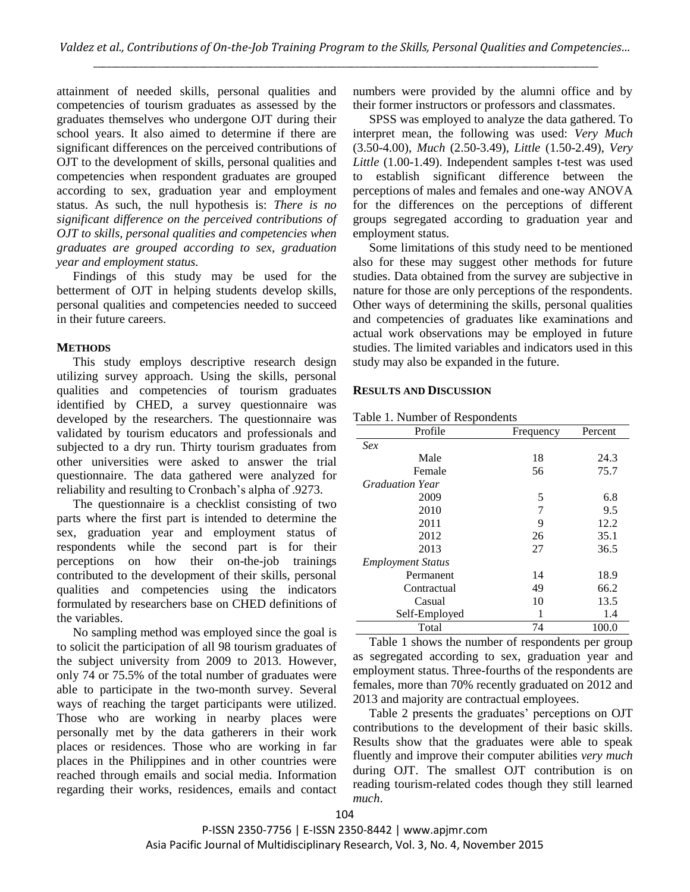attainment of needed skills, personal qualities and competencies of tourism graduates as assessed by the graduates themselves who undergone OJT during their school years. It also aimed to determine if there are significant differences on the perceived contributions of OJT to the development of skills, personal qualities and competencies when respondent graduates are grouped according to sex, graduation year and employment status. As such, the null hypothesis is: *There is no significant difference on the perceived contributions of OJT to skills, personal qualities and competencies when graduates are grouped according to sex, graduation year and employment status.*

Findings of this study may be used for the betterment of OJT in helping students develop skills, personal qualities and competencies needed to succeed in their future careers.

## METHODS

This study employs descriptive research design utilizing survey approach. Using the skills, personal qualities and competencies of tourism graduates identified by CHED, a survey questionnaire was developed by the researchers. The questionnaire was validated by tourism educators and professionals and subjected to a dry run. Thirty tourism graduates from other universities were asked to answer the trial questionnaire. The data gathered were analyzed for reliability and resulting to Cronbach's alpha of .9273.

The questionnaire is a checklist consisting of two parts where the first part is intended to determine the sex, graduation year and employment status of respondents while the second part is for their perceptions on how their on-the-job trainings contributed to the development of their skills, personal qualities and competencies using the indicators formulated by researchers base on CHED definitions of the variables.

No sampling method was employed since the goal is to solicit the participation of all 98 tourism graduates of the subject university from 2009 to 2013. However, only 74 or 75.5% of the total number of graduates were able to participate in the two-month survey. Several ways of reaching the target participants were utilized. Those who are working in nearby places were personally met by the data gatherers in their work places or residences. Those who are working in far places in the Philippines and in other countries were reached through emails and social media. Information regarding their works, residences, emails and contact numbers were provided by the alumni office and by their former instructors or professors and classmates.

SPSS was employed to analyze the data gathered. To interpret mean, the following was used: *Very Much* (3.50-4.00), *Much* (2.50-3.49), *Little* (1.50-2.49), *Very Little* (1.00-1.49). Independent samples t-test was used to establish significant difference between the perceptions of males and females and one-way ANOVA for the differences on the perceptions of different groups segregated according to graduation year and employment status.

Some limitations of this study need to be mentioned also for these may suggest other methods for future studies. Data obtained from the survey are subjective in nature for those are only perceptions of the respondents. Other ways of determining the skills, personal qualities and competencies of graduates like examinations and actual work observations may be employed in future studies. The limited variables and indicators used in this study may also be expanded in the future.

## RESULTS AND DISCUSSION

Table 1. Number of Respondents

| Profile | Frequency | Percent |
|---|---|---|
| *Sex* | | |
| Male | 18 | 24.3 |
| Female | 56 | 75.7 |
| *Graduation Year* | | |
| 2009 | 5 | 6.8 |
| 2010 | 7 | 9.5 |
| 2011 | 9 | 12.2 |
| 2012 | 26 | 35.1 |
| 2013 | 27 | 36.5 |
| *Employment Status* | | |
| Permanent | 14 | 18.9 |
| Contractual | 49 | 66.2 |
| Casual | 10 | 13.5 |
| Self-Employed | 1 | 1.4 |
| Total | 74 | 100.0 |

Table 1 shows the number of respondents per group as segregated according to sex, graduation year and employment status. Three-fourths of the respondents are females, more than 70% recently graduated on 2012 and 2013 and majority are contractual employees.

Table 2 presents the graduates' perceptions on OJT contributions to the development of their basic skills. Results show that the graduates were able to speak fluently and improve their computer abilities *very much* during OJT. The smallest OJT contribution is on reading tourism-related codes though they still learned *much*.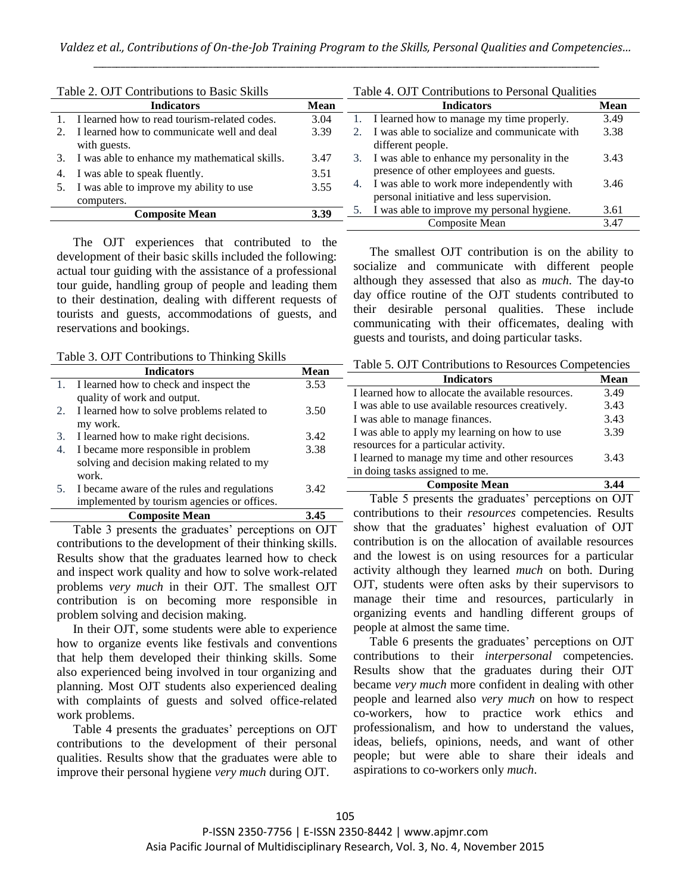Table 2. OJT Contributions to Basic Skills

| Indicators | Mean |
|---|---|
| 1. I learned how to read tourism-related codes. | 3.04 |
| 2. I learned how to communicate well and deal with guests. | 3.39 |
| 3. I was able to enhance my mathematical skills. | 3.47 |
| 4. I was able to speak fluently. | 3.51 |
| 5. I was able to improve my ability to use computers. | 3.55 |
| **Composite Mean** | **3.39** |

The OJT experiences that contributed to the development of their basic skills included the following: actual tour guiding with the assistance of a professional tour guide, handling group of people and leading them to their destination, dealing with different requests of tourists and guests, accommodations of guests, and reservations and bookings.

Table 3. OJT Contributions to Thinking Skills

| Indicators | Mean |
|---|---|
| 1. I learned how to check and inspect the quality of work and output. | 3.53 |
| 2. I learned how to solve problems related to my work. | 3.50 |
| 3. I learned how to make right decisions. | 3.42 |
| 4. I became more responsible in problem solving and decision making related to my work. | 3.38 |
| 5. I became aware of the rules and regulations implemented by tourism agencies or offices. | 3.42 |
| **Composite Mean** | **3.45** |

Table 3 presents the graduates' perceptions on OJT contributions to the development of their thinking skills. Results show that the graduates learned how to check and inspect work quality and how to solve work-related problems *very much* in their OJT. The smallest OJT contribution is on becoming more responsible in problem solving and decision making.

In their OJT, some students were able to experience how to organize events like festivals and conventions that help them developed their thinking skills. Some also experienced being involved in tour organizing and planning. Most OJT students also experienced dealing with complaints of guests and solved office-related work problems.

Table 4 presents the graduates' perceptions on OJT contributions to the development of their personal qualities. Results show that the graduates were able to improve their personal hygiene *very much* during OJT.

Table 4. OJT Contributions to Personal Qualities

| Indicators | Mean |
|---|---|
| 1. I learned how to manage my time properly. | 3.49 |
| 2. I was able to socialize and communicate with different people. | 3.38 |
| 3. I was able to enhance my personality in the presence of other employees and guests. | 3.43 |
| 4. I was able to work more independently with personal initiative and less supervision. | 3.46 |
| 5. I was able to improve my personal hygiene. | 3.61 |
| Composite Mean | 3.47 |

The smallest OJT contribution is on the ability to socialize and communicate with different people although they assessed that also as *much*. The day-to day office routine of the OJT students contributed to their desirable personal qualities. These include communicating with their officemates, dealing with guests and tourists, and doing particular tasks.

Table 5. OJT Contributions to Resources Competencies

| Indicators | Mean |
|---|---|
| I learned how to allocate the available resources. | 3.49 |
| I was able to use available resources creatively. | 3.43 |
| I was able to manage finances. | 3.43 |
| I was able to apply my learning on how to use resources for a particular activity. | 3.39 |
| I learned to manage my time and other resources in doing tasks assigned to me. | 3.43 |
| **Composite Mean** | **3.44** |

Table 5 presents the graduates' perceptions on OJT contributions to their *resources* competencies. Results show that the graduates' highest evaluation of OJT contribution is on the allocation of available resources and the lowest is on using resources for a particular activity although they learned *much* on both. During OJT, students were often asks by their supervisors to manage their time and resources, particularly in organizing events and handling different groups of people at almost the same time.

Table 6 presents the graduates' perceptions on OJT contributions to their *interpersonal* competencies. Results show that the graduates during their OJT became *very much* more confident in dealing with other people and learned also *very much* on how to respect co-workers, how to practice work ethics and professionalism, and how to understand the values, ideas, beliefs, opinions, needs, and want of other people; but were able to share their ideals and aspirations to co-workers only *much*.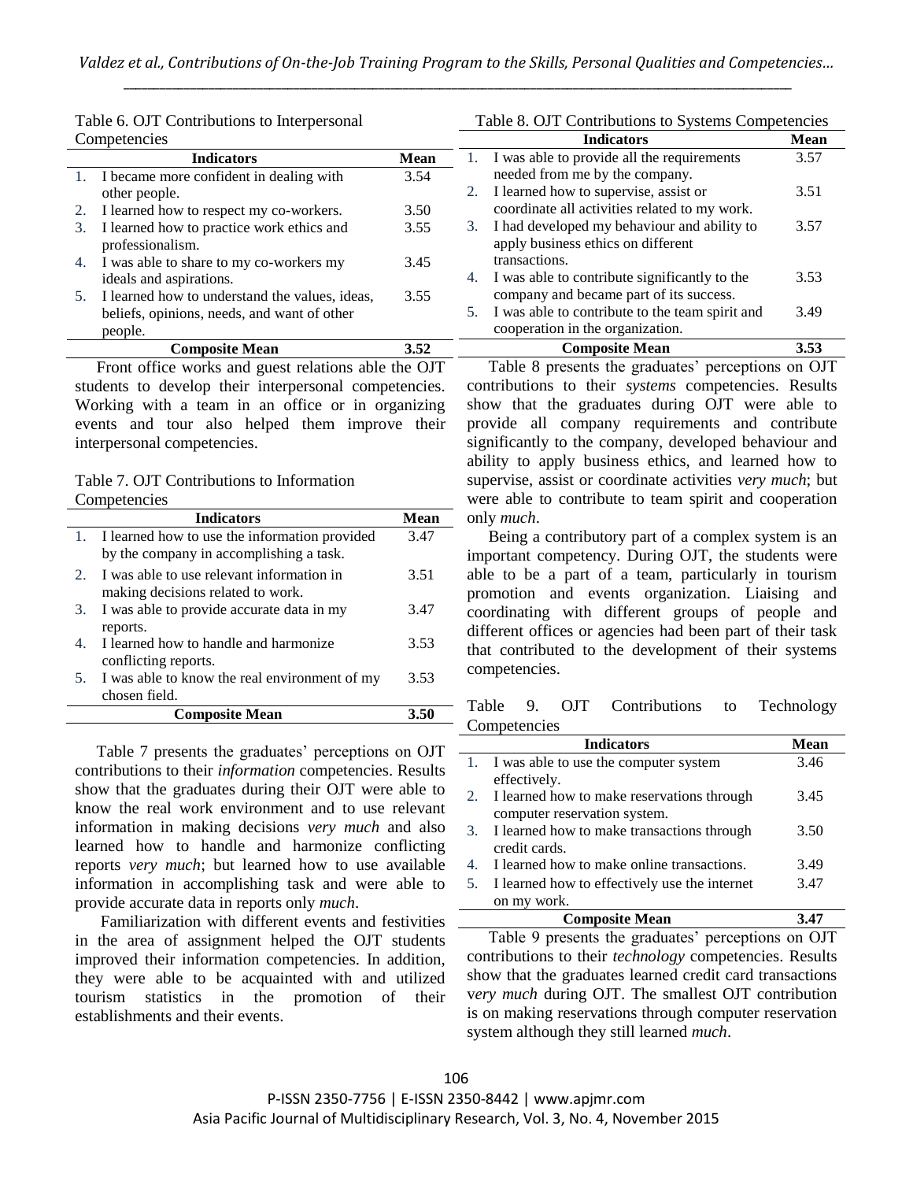Table 6. OJT Contributions to Interpersonal Competencies

| Indicators | Mean |
|---|---|
| 1. I became more confident in dealing with other people. | 3.54 |
| 2. I learned how to respect my co-workers. | 3.50 |
| 3. I learned how to practice work ethics and professionalism. | 3.55 |
| 4. I was able to share to my co-workers my ideals and aspirations. | 3.45 |
| 5. I learned how to understand the values, ideas, beliefs, opinions, needs, and want of other people. | 3.55 |
| **Composite Mean** | **3.52** |

Front office works and guest relations able the OJT students to develop their interpersonal competencies. Working with a team in an office or in organizing events and tour also helped them improve their interpersonal competencies.

Table 7. OJT Contributions to Information Competencies

| Indicators | Mean |
|---|---|
| 1. I learned how to use the information provided by the company in accomplishing a task. | 3.47 |
| 2. I was able to use relevant information in making decisions related to work. | 3.51 |
| 3. I was able to provide accurate data in my reports. | 3.47 |
| 4. I learned how to handle and harmonize conflicting reports. | 3.53 |
| 5. I was able to know the real environment of my chosen field. | 3.53 |
| **Composite Mean** | **3.50** |

Table 7 presents the graduates' perceptions on OJT contributions to their *information* competencies. Results show that the graduates during their OJT were able to know the real work environment and to use relevant information in making decisions *very much* and also learned how to handle and harmonize conflicting reports *very much*; but learned how to use available information in accomplishing task and were able to provide accurate data in reports only *much*.

Familiarization with different events and festivities in the area of assignment helped the OJT students improved their information competencies. In addition, they were able to be acquainted with and utilized tourism statistics in the promotion of their establishments and their events.

Table 8. OJT Contributions to Systems Competencies

| Indicators | Mean |
|---|---|
| 1. I was able to provide all the requirements needed from me by the company. | 3.57 |
| 2. I learned how to supervise, assist or coordinate all activities related to my work. | 3.51 |
| 3. I had developed my behaviour and ability to apply business ethics on different transactions. | 3.57 |
| 4. I was able to contribute significantly to the company and became part of its success. | 3.53 |
| 5. I was able to contribute to the team spirit and cooperation in the organization. | 3.49 |
| **Composite Mean** | **3.53** |

Table 8 presents the graduates' perceptions on OJT contributions to their *systems* competencies. Results show that the graduates during OJT were able to provide all company requirements and contribute significantly to the company, developed behaviour and ability to apply business ethics, and learned how to supervise, assist or coordinate activities *very much*; but were able to contribute to team spirit and cooperation only *much*.

Being a contributory part of a complex system is an important competency. During OJT, the students were able to be a part of a team, particularly in tourism promotion and events organization. Liaising and coordinating with different groups of people and different offices or agencies had been part of their task that contributed to the development of their systems competencies.

Table 9. OJT Contributions to Technology Competencies

| Indicators | Mean |
|---|---|
| 1. I was able to use the computer system effectively. | 3.46 |
| 2. I learned how to make reservations through computer reservation system. | 3.45 |
| 3. I learned how to make transactions through credit cards. | 3.50 |
| 4. I learned how to make online transactions. | 3.49 |
| 5. I learned how to effectively use the internet on my work. | 3.47 |
| **Composite Mean** | **3.47** |

Table 9 presents the graduates' perceptions on OJT contributions to their *technology* competencies. Results show that the graduates learned credit card transactions v*ery much* during OJT. The smallest OJT contribution is on making reservations through computer reservation system although they still learned *much*.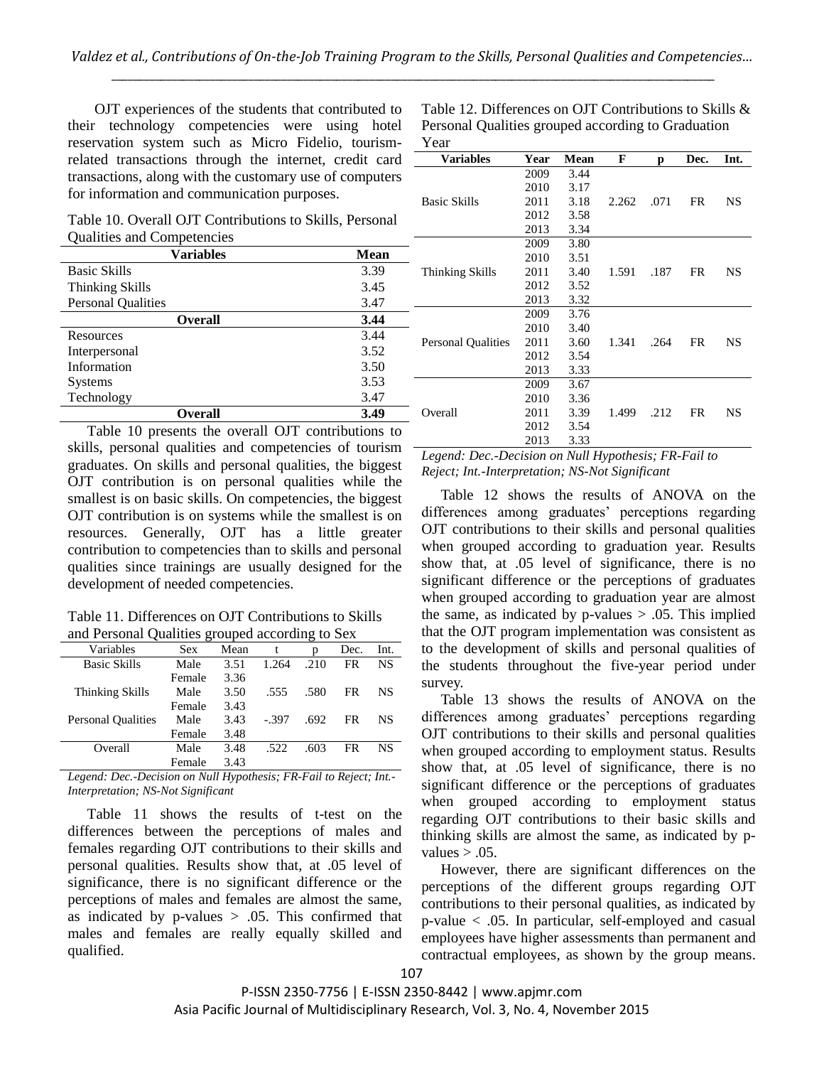OJT experiences of the students that contributed to their technology competencies were using hotel reservation system such as Micro Fidelio, tourism-related transactions through the internet, credit card transactions, along with the customary use of computers for information and communication purposes.

Table 10. Overall OJT Contributions to Skills, Personal Qualities and Competencies

| Variables | Mean |
|---|---|
| Basic Skills | 3.39 |
| Thinking Skills | 3.45 |
| Personal Qualities | 3.47 |
| **Overall** | **3.44** |
| Resources | 3.44 |
| Interpersonal | 3.52 |
| Information | 3.50 |
| Systems | 3.53 |
| Technology | 3.47 |
| **Overall** | **3.49** |

Table 10 presents the overall OJT contributions to skills, personal qualities and competencies of tourism graduates. On skills and personal qualities, the biggest OJT contribution is on personal qualities while the smallest is on basic skills. On competencies, the biggest OJT contribution is on systems while the smallest is on resources. Generally, OJT has a little greater contribution to competencies than to skills and personal qualities since trainings are usually designed for the development of needed competencies.

Table 11. Differences on OJT Contributions to Skills and Personal Qualities grouped according to Sex

| Variables | Sex | Mean | t | p | Dec. | Int. |
|---|---|---|---|---|---|---|
| Basic Skills | Male | 3.51 | 1.264 | .210 | FR | NS |
| | Female | 3.36 | | | | |
| Thinking Skills | Male | 3.50 | .555 | .580 | FR | NS |
| | Female | 3.43 | | | | |
| Personal Qualities | Male | 3.43 | -.397 | .692 | FR | NS |
| | Female | 3.48 | | | | |
| Overall | Male | 3.48 | .522 | .603 | FR | NS |
| | Female | 3.43 | | | | |

*Legend: Dec.-Decision on Null Hypothesis; FR-Fail to Reject; Int.-Interpretation; NS-Not Significant*

Table 11 shows the results of t-test on the differences between the perceptions of males and females regarding OJT contributions to their skills and personal qualities. Results show that, at .05 level of significance, there is no significant difference or the perceptions of males and females are almost the same, as indicated by p-values $> .05$. This confirmed that males and females are really equally skilled and qualified.

Table 12. Differences on OJT Contributions to Skills & Personal Qualities grouped according to Graduation Year

| Variables | Year | Mean | F | p | Dec. | Int. |
|---|---|---|---|---|---|---|
| Basic Skills | 2009 | 3.44 | 2.262 | .071 | FR | NS |
| | 2010 | 3.17 | | | | |
| | 2011 | 3.18 | | | | |
| | 2012 | 3.58 | | | | |
| | 2013 | 3.34 | | | | |
| Thinking Skills | 2009 | 3.80 | 1.591 | .187 | FR | NS |
| | 2010 | 3.51 | | | | |
| | 2011 | 3.40 | | | | |
| | 2012 | 3.52 | | | | |
| | 2013 | 3.32 | | | | |
| Personal Qualities | 2009 | 3.76 | 1.341 | .264 | FR | NS |
| | 2010 | 3.40 | | | | |
| | 2011 | 3.60 | | | | |
| | 2012 | 3.54 | | | | |
| | 2013 | 3.33 | | | | |
| Overall | 2009 | 3.67 | 1.499 | .212 | FR | NS |
| | 2010 | 3.36 | | | | |
| | 2011 | 3.39 | | | | |
| | 2012 | 3.54 | | | | |
| | 2013 | 3.33 | | | | |

*Legend: Dec.-Decision on Null Hypothesis; FR-Fail to Reject; Int.-Interpretation; NS-Not Significant*

Table 12 shows the results of ANOVA on the differences among graduates' perceptions regarding OJT contributions to their skills and personal qualities when grouped according to graduation year. Results show that, at .05 level of significance, there is no significant difference or the perceptions of graduates when grouped according to graduation year are almost the same, as indicated by p-values $> .05$. This implied that the OJT program implementation was consistent as to the development of skills and personal qualities of the students throughout the five-year period under survey.

Table 13 shows the results of ANOVA on the differences among graduates' perceptions regarding OJT contributions to their skills and personal qualities when grouped according to employment status. Results show that, at .05 level of significance, there is no significant difference or the perceptions of graduates when grouped according to employment status regarding OJT contributions to their basic skills and thinking skills are almost the same, as indicated by p-values $> .05$.

However, there are significant differences on the perceptions of the different groups regarding OJT contributions to their personal qualities, as indicated by p-value $< .05$. In particular, self-employed and casual employees have higher assessments than permanent and contractual employees, as shown by the group means.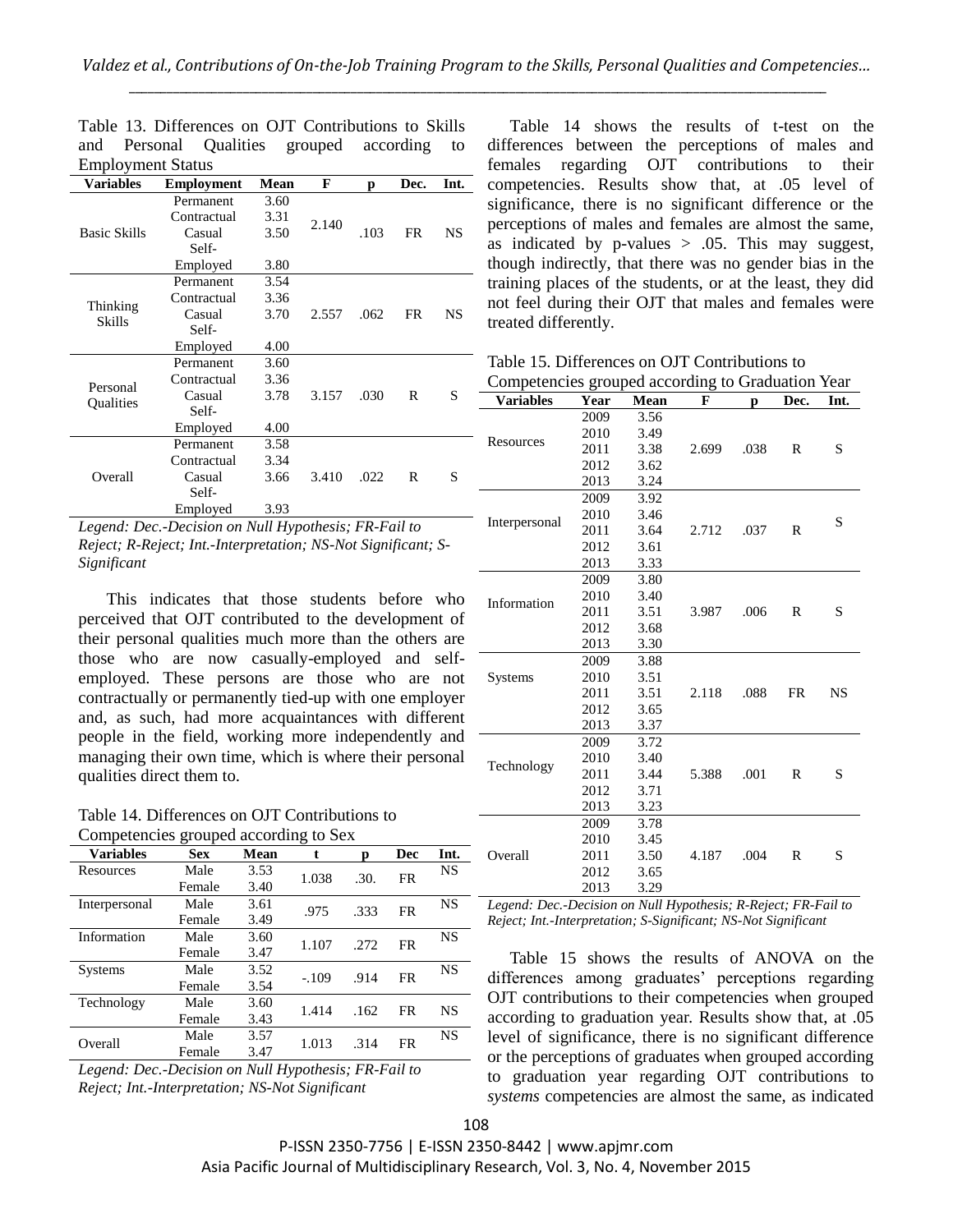Table 13. Differences on OJT Contributions to Skills and Personal Qualities grouped according to Employment Status

| Variables | Employment | Mean | F | p | Dec. | Int. |
|---|---|---|---|---|---|---|
| Basic Skills | Permanent | 3.60 | 2.140 | .103 | FR | NS |
| | Contractual | 3.31 | | | | |
| | Casual | 3.50 | | | | |
| | Self-Employed | 3.80 | | | | |
| Thinking Skills | Permanent | 3.54 | 2.557 | .062 | FR | NS |
| | Contractual | 3.36 | | | | |
| | Casual | 3.70 | | | | |
| | Self-Employed | 4.00 | | | | |
| Personal Qualities | Permanent | 3.60 | 3.157 | .030 | R | S |
| | Contractual | 3.36 | | | | |
| | Casual | 3.78 | | | | |
| | Self-Employed | 4.00 | | | | |
| Overall | Permanent | 3.58 | 3.410 | .022 | R | S |
| | Contractual | 3.34 | | | | |
| | Casual | 3.66 | | | | |
| | Self-Employed | 3.93 | | | | |

*Legend: Dec.-Decision on Null Hypothesis; FR-Fail to Reject; R-Reject; Int.-Interpretation; NS-Not Significant; S-Significant*

This indicates that those students before who perceived that OJT contributed to the development of their personal qualities much more than the others are those who are now casually-employed and self-employed. These persons are those who are not contractually or permanently tied-up with one employer and, as such, had more acquaintances with different people in the field, working more independently and managing their own time, which is where their personal qualities direct them to.

Table 14. Differences on OJT Contributions to Competencies grouped according to Sex

| Variables | Sex | Mean | t | p | Dec | Int. |
|---|---|---|---|---|---|---|
| Resources | Male | 3.53 | 1.038 | .30. | FR | NS |
| | Female | 3.40 | | | | |
| Interpersonal | Male | 3.61 | .975 | .333 | FR | NS |
| | Female | 3.49 | | | | |
| Information | Male | 3.60 | 1.107 | .272 | FR | NS |
| | Female | 3.47 | | | | |
| Systems | Male | 3.52 | -.109 | .914 | FR | NS |
| | Female | 3.54 | | | | |
| Technology | Male | 3.60 | 1.414 | .162 | FR | NS |
| | Female | 3.43 | | | | |
| Overall | Male | 3.57 | 1.013 | .314 | FR | NS |
| | Female | 3.47 | | | | |

*Legend: Dec.-Decision on Null Hypothesis; FR-Fail to Reject; Int.-Interpretation; NS-Not Significant*

Table 14 shows the results of t-test on the differences between the perceptions of males and females regarding OJT contributions to their competencies. Results show that, at .05 level of significance, there is no significant difference or the perceptions of males and females are almost the same, as indicated by p-values > .05. This may suggest, though indirectly, that there was no gender bias in the training places of the students, or at the least, they did not feel during their OJT that males and females were treated differently.

Table 15. Differences on OJT Contributions to Competencies grouped according to Graduation Year

| Variables | Year | Mean | F | p | Dec. | Int. |
|---|---|---|---|---|---|---|
| Resources | 2009 | 3.56 | 2.699 | .038 | R | S |
| | 2010 | 3.49 | | | | |
| | 2011 | 3.38 | | | | |
| | 2012 | 3.62 | | | | |
| | 2013 | 3.24 | | | | |
| Interpersonal | 2009 | 3.92 | 2.712 | .037 | R | S |
| | 2010 | 3.46 | | | | |
| | 2011 | 3.64 | | | | |
| | 2012 | 3.61 | | | | |
| | 2013 | 3.33 | | | | |
| Information | 2009 | 3.80 | 3.987 | .006 | R | S |
| | 2010 | 3.40 | | | | |
| | 2011 | 3.51 | | | | |
| | 2012 | 3.68 | | | | |
| | 2013 | 3.30 | | | | |
| Systems | 2009 | 3.88 | 2.118 | .088 | FR | NS |
| | 2010 | 3.51 | | | | |
| | 2011 | 3.51 | | | | |
| | 2012 | 3.65 | | | | |
| | 2013 | 3.37 | | | | |
| Technology | 2009 | 3.72 | 5.388 | .001 | R | S |
| | 2010 | 3.40 | | | | |
| | 2011 | 3.44 | | | | |
| | 2012 | 3.71 | | | | |
| | 2013 | 3.23 | | | | |
| Overall | 2009 | 3.78 | 4.187 | .004 | R | S |
| | 2010 | 3.45 | | | | |
| | 2011 | 3.50 | | | | |
| | 2012 | 3.65 | | | | |
| | 2013 | 3.29 | | | | |

*Legend: Dec.-Decision on Null Hypothesis; R-Reject; FR-Fail to Reject; Int.-Interpretation; S-Significant; NS-Not Significant*

Table 15 shows the results of ANOVA on the differences among graduates' perceptions regarding OJT contributions to their competencies when grouped according to graduation year. Results show that, at .05 level of significance, there is no significant difference or the perceptions of graduates when grouped according to graduation year regarding OJT contributions to *systems* competencies are almost the same, as indicated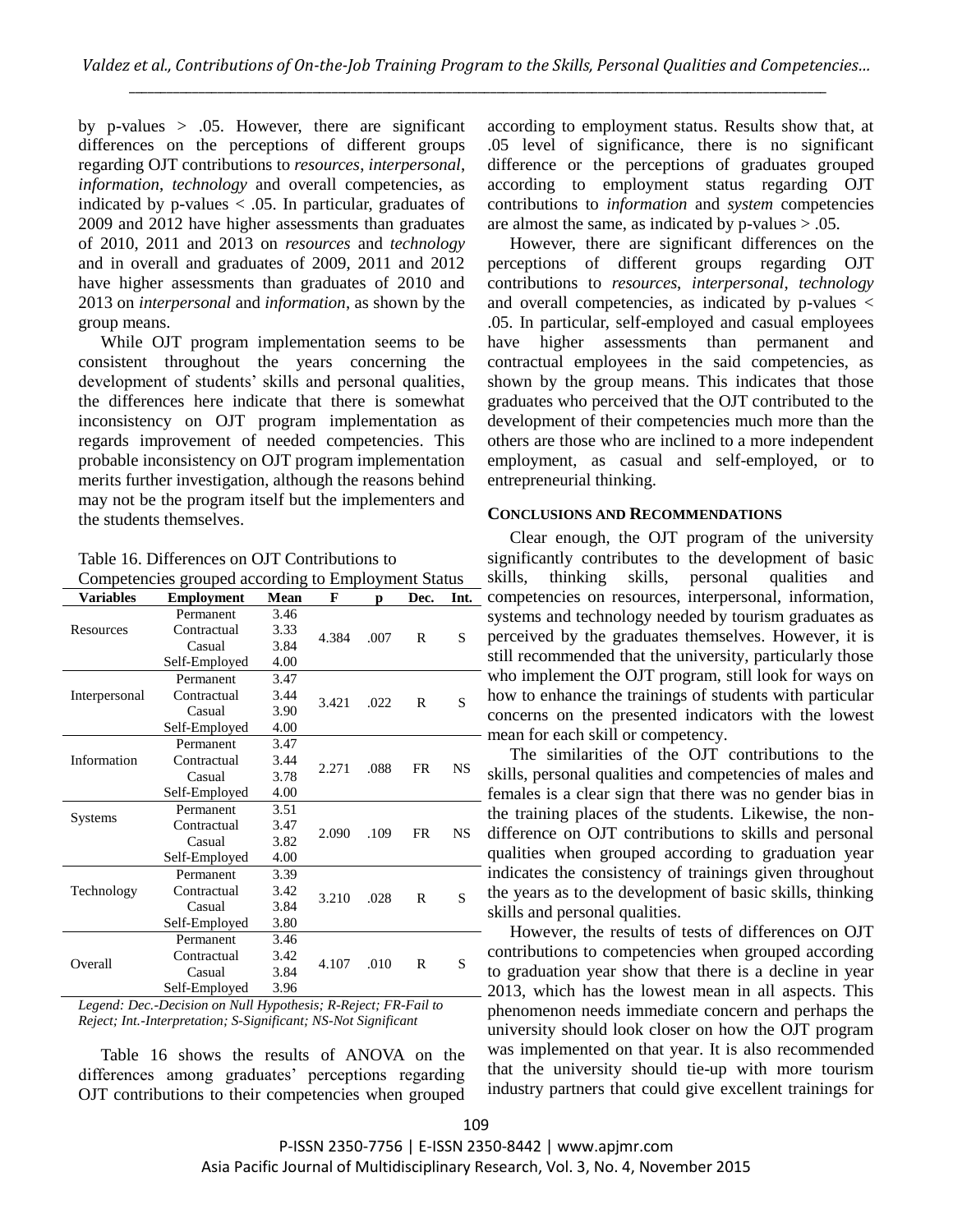by p-values > .05. However, there are significant differences on the perceptions of different groups regarding OJT contributions to *resources*, *interpersonal*, *information*, *technology* and overall competencies, as indicated by p-values < .05. In particular, graduates of 2009 and 2012 have higher assessments than graduates of 2010, 2011 and 2013 on *resources* and *technology* and in overall and graduates of 2009, 2011 and 2012 have higher assessments than graduates of 2010 and 2013 on *interpersonal* and *information*, as shown by the group means.

While OJT program implementation seems to be consistent throughout the years concerning the development of students' skills and personal qualities, the differences here indicate that there is somewhat inconsistency on OJT program implementation as regards improvement of needed competencies. This probable inconsistency on OJT program implementation merits further investigation, although the reasons behind may not be the program itself but the implementers and the students themselves.

Table 16. Differences on OJT Contributions to Competencies grouped according to Employment Status

| Variables | Employment | Mean | F | p | Dec. | Int. |
|---|---|---|---|---|---|---|
| Resources | Permanent | 3.46 | 4.384 | .007 | R | S |
| | Contractual | 3.33 | | | | |
| | Casual | 3.84 | | | | |
| | Self-Employed | 4.00 | | | | |
| Interpersonal | Permanent | 3.47 | 3.421 | .022 | R | S |
| | Contractual | 3.44 | | | | |
| | Casual | 3.90 | | | | |
| | Self-Employed | 4.00 | | | | |
| Information | Permanent | 3.47 | 2.271 | .088 | FR | NS |
| | Contractual | 3.44 | | | | |
| | Casual | 3.78 | | | | |
| | Self-Employed | 4.00 | | | | |
| Systems | Permanent | 3.51 | 2.090 | .109 | FR | NS |
| | Contractual | 3.47 | | | | |
| | Casual | 3.82 | | | | |
| | Self-Employed | 4.00 | | | | |
| Technology | Permanent | 3.39 | 3.210 | .028 | R | S |
| | Contractual | 3.42 | | | | |
| | Casual | 3.84 | | | | |
| | Self-Employed | 3.80 | | | | |
| Overall | Permanent | 3.46 | 4.107 | .010 | R | S |
| | Contractual | 3.42 | | | | |
| | Casual | 3.84 | | | | |
| | Self-Employed | 3.96 | | | | |

*Legend: Dec.-Decision on Null Hypothesis; R-Reject; FR-Fail to Reject; Int.-Interpretation; S-Significant; NS-Not Significant*

Table 16 shows the results of ANOVA on the differences among graduates' perceptions regarding OJT contributions to their competencies when grouped according to employment status. Results show that, at .05 level of significance, there is no significant difference or the perceptions of graduates grouped according to employment status regarding OJT contributions to *information* and *system* competencies are almost the same, as indicated by p-values > .05.

However, there are significant differences on the perceptions of different groups regarding OJT contributions to *resources*, *interpersonal*, *technology* and overall competencies, as indicated by p-values < .05. In particular, self-employed and casual employees have higher assessments than permanent and contractual employees in the said competencies, as shown by the group means. This indicates that those graduates who perceived that the OJT contributed to the development of their competencies much more than the others are those who are inclined to a more independent employment, as casual and self-employed, or to entrepreneurial thinking.

## CONCLUSIONS AND RECOMMENDATIONS

Clear enough, the OJT program of the university significantly contributes to the development of basic skills, thinking skills, personal qualities and competencies on resources, interpersonal, information, systems and technology needed by tourism graduates as perceived by the graduates themselves. However, it is still recommended that the university, particularly those who implement the OJT program, still look for ways on how to enhance the trainings of students with particular concerns on the presented indicators with the lowest mean for each skill or competency.

The similarities of the OJT contributions to the skills, personal qualities and competencies of males and females is a clear sign that there was no gender bias in the training places of the students. Likewise, the non-difference on OJT contributions to skills and personal qualities when grouped according to graduation year indicates the consistency of trainings given throughout the years as to the development of basic skills, thinking skills and personal qualities.

However, the results of tests of differences on OJT contributions to competencies when grouped according to graduation year show that there is a decline in year 2013, which has the lowest mean in all aspects. This phenomenon needs immediate concern and perhaps the university should look closer on how the OJT program was implemented on that year. It is also recommended that the university should tie-up with more tourism industry partners that could give excellent trainings for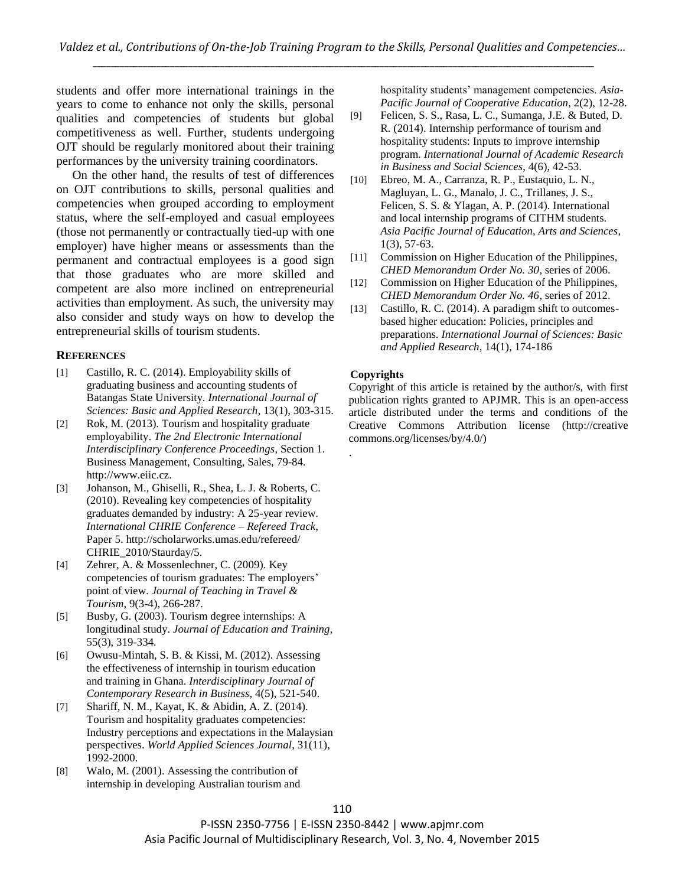students and offer more international trainings in the years to come to enhance not only the skills, personal qualities and competencies of students but global competitiveness as well. Further, students undergoing OJT should be regularly monitored about their training performances by the university training coordinators.

On the other hand, the results of test of differences on OJT contributions to skills, personal qualities and competencies when grouped according to employment status, where the self-employed and casual employees (those not permanently or contractually tied-up with one employer) have higher means or assessments than the permanent and contractual employees is a good sign that those graduates who are more skilled and competent are also more inclined on entrepreneurial activities than employment. As such, the university may also consider and study ways on how to develop the entrepreneurial skills of tourism students.

## REFERENCES

[1] Castillo, R. C. (2014). Employability skills of graduating business and accounting students of Batangas State University. *International Journal of Sciences: Basic and Applied Research*, 13(1), 303-315.

[2] Rok, M. (2013). Tourism and hospitality graduate employability. *The 2nd Electronic International Interdisciplinary Conference Proceedings*, Section 1. Business Management, Consulting, Sales, 79-84. http://www.eiic.cz.

[3] Johanson, M., Ghiselli, R., Shea, L. J. & Roberts, C. (2010). Revealing key competencies of hospitality graduates demanded by industry: A 25-year review. *International CHRIE Conference – Refereed Track*, Paper 5. http://scholarworks.umas.edu/refereed/ CHRIE_2010/Staurday/5.

[4] Zehrer, A. & Mossenlechner, C. (2009). Key competencies of tourism graduates: The employers' point of view. *Journal of Teaching in Travel & Tourism*, 9(3-4), 266-287.

[5] Busby, G. (2003). Tourism degree internships: A longitudinal study. *Journal of Education and Training*, 55(3), 319-334.

[6] Owusu-Mintah, S. B. & Kissi, M. (2012). Assessing the effectiveness of internship in tourism education and training in Ghana. *Interdisciplinary Journal of Contemporary Research in Business*, 4(5), 521-540.

[7] Shariff, N. M., Kayat, K. & Abidin, A. Z. (2014). Tourism and hospitality graduates competencies: Industry perceptions and expectations in the Malaysian perspectives. *World Applied Sciences Journal*, 31(11), 1992-2000.

[8] Walo, M. (2001). Assessing the contribution of internship in developing Australian tourism and hospitality students' management competencies. *Asia-Pacific Journal of Cooperative Education*, 2(2), 12-28.

[9] Felicen, S. S., Rasa, L. C., Sumanga, J.E. & Buted, D. R. (2014). Internship performance of tourism and hospitality students: Inputs to improve internship program. *International Journal of Academic Research in Business and Social Sciences*, 4(6), 42-53.

[10] Ebreo, M. A., Carranza, R. P., Eustaquio, L. N., Magluyan, L. G., Manalo, J. C., Trillanes, J. S., Felicen, S. S. & Ylagan, A. P. (2014). International and local internship programs of CITHM students. *Asia Pacific Journal of Education, Arts and Sciences*, 1(3), 57-63.

[11] Commission on Higher Education of the Philippines, *CHED Memorandum Order No. 30*, series of 2006.

[12] Commission on Higher Education of the Philippines, *CHED Memorandum Order No. 46*, series of 2012.

[13] Castillo, R. C. (2014). A paradigm shift to outcomes-based higher education: Policies, principles and preparations. *International Journal of Sciences: Basic and Applied Research*, 14(1), 174-186

**Copyrights**

Copyright of this article is retained by the author/s, with first publication rights granted to APJMR. This is an open-access article distributed under the terms and conditions of the Creative Commons Attribution license (http://creative commons.org/licenses/by/4.0/)

.